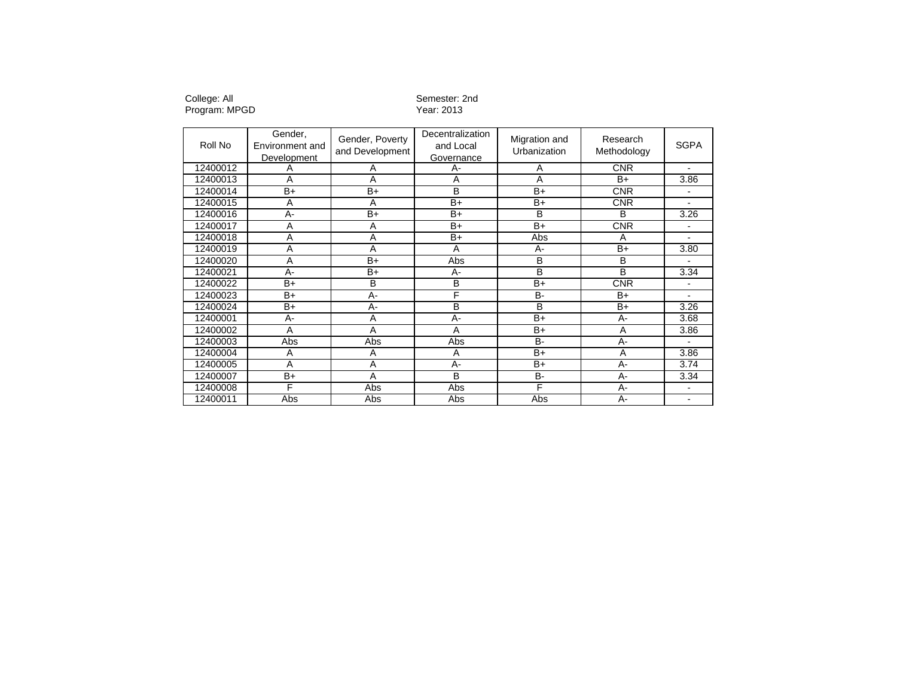College: All
Program: MPGD

Semester: 2nd
Year: 2013

| Roll No | Gender, Environment and Development | Gender, Poverty and Development | Decentralization and Local Governance | Migration and Urbanization | Research Methodology | SGPA |
|---|---|---|---|---|---|---|
| 12400012 | A | A | A- | A | CNR | - |
| 12400013 | A | A | A | A | B+ | 3.86 |
| 12400014 | B+ | B+ | B | B+ | CNR | - |
| 12400015 | A | A | B+ | B+ | CNR | - |
| 12400016 | A- | B+ | B+ | B | B | 3.26 |
| 12400017 | A | A | B+ | B+ | CNR | - |
| 12400018 | A | A | B+ | Abs | A | - |
| 12400019 | A | A | A | A- | B+ | 3.80 |
| 12400020 | A | B+ | Abs | B | B | - |
| 12400021 | A- | B+ | A- | B | B | 3.34 |
| 12400022 | B+ | B | B | B+ | CNR | - |
| 12400023 | B+ | A- | F | B- | B+ | - |
| 12400024 | B+ | A- | B | B | B+ | 3.26 |
| 12400001 | A- | A | A- | B+ | A- | 3.68 |
| 12400002 | A | A | A | B+ | A | 3.86 |
| 12400003 | Abs | Abs | Abs | B- | A- | - |
| 12400004 | A | A | A | B+ | A | 3.86 |
| 12400005 | A | A | A- | B+ | A- | 3.74 |
| 12400007 | B+ | A | B | B- | A- | 3.34 |
| 12400008 | F | Abs | Abs | F | A- | - |
| 12400011 | Abs | Abs | Abs | Abs | A- | - |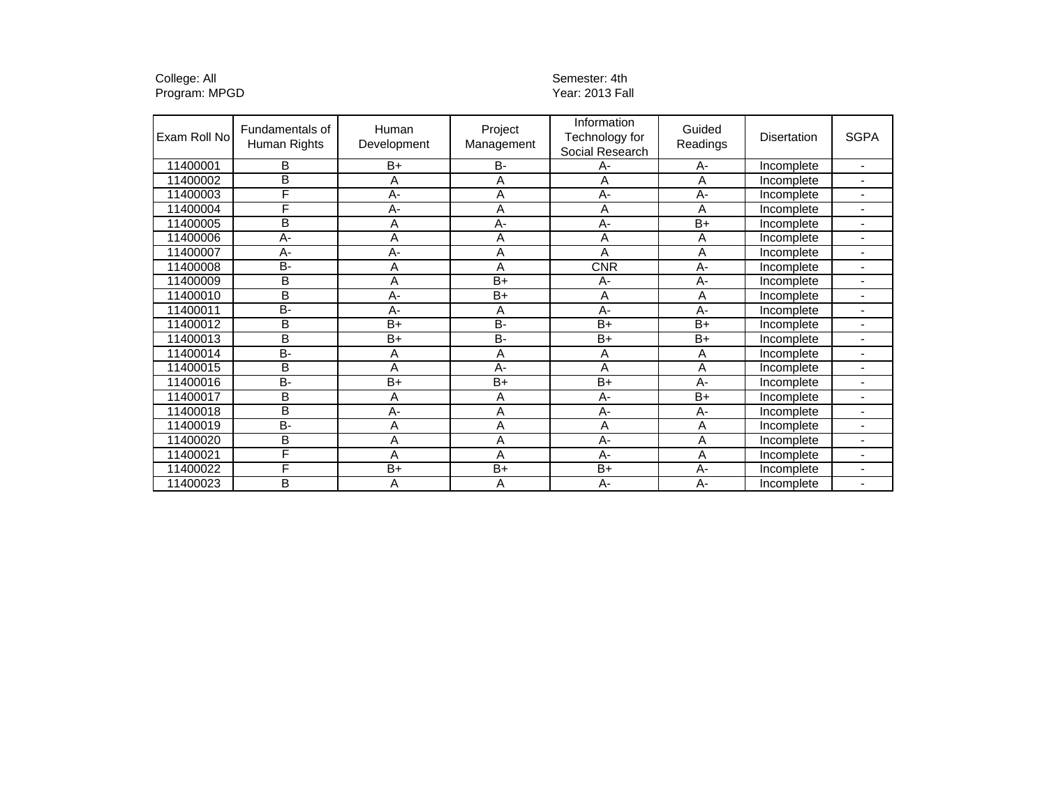College: All
Program: MPGD

Semester: 4th
Year: 2013 Fall

| Exam Roll No | Fundamentals of Human Rights | Human Development | Project Management | Information Technology for Social Research | Guided Readings | Disertation | SGPA |
|---|---|---|---|---|---|---|---|
| 11400001 | B | B+ | B- | A- | A- | Incomplete | - |
| 11400002 | B | A | A | A | A | Incomplete | - |
| 11400003 | F | A- | A | A- | A- | Incomplete | - |
| 11400004 | F | A- | A | A | A | Incomplete | - |
| 11400005 | B | A | A- | A- | B+ | Incomplete | - |
| 11400006 | A- | A | A | A | A | Incomplete | - |
| 11400007 | A- | A- | A | A | A | Incomplete | - |
| 11400008 | B- | A | A | CNR | A- | Incomplete | - |
| 11400009 | B | A | B+ | A- | A- | Incomplete | - |
| 11400010 | B | A- | B+ | A | A | Incomplete | - |
| 11400011 | B- | A- | A | A- | A- | Incomplete | - |
| 11400012 | B | B+ | B- | B+ | B+ | Incomplete | - |
| 11400013 | B | B+ | B- | B+ | B+ | Incomplete | - |
| 11400014 | B- | A | A | A | A | Incomplete | - |
| 11400015 | B | A | A- | A | A | Incomplete | - |
| 11400016 | B- | B+ | B+ | B+ | A- | Incomplete | - |
| 11400017 | B | A | A | A- | B+ | Incomplete | - |
| 11400018 | B | A- | A | A- | A- | Incomplete | - |
| 11400019 | B- | A | A | A | A | Incomplete | - |
| 11400020 | B | A | A | A- | A | Incomplete | - |
| 11400021 | F | A | A | A- | A | Incomplete | - |
| 11400022 | F | B+ | B+ | B+ | A- | Incomplete | - |
| 11400023 | B | A | A | A- | A- | Incomplete | - |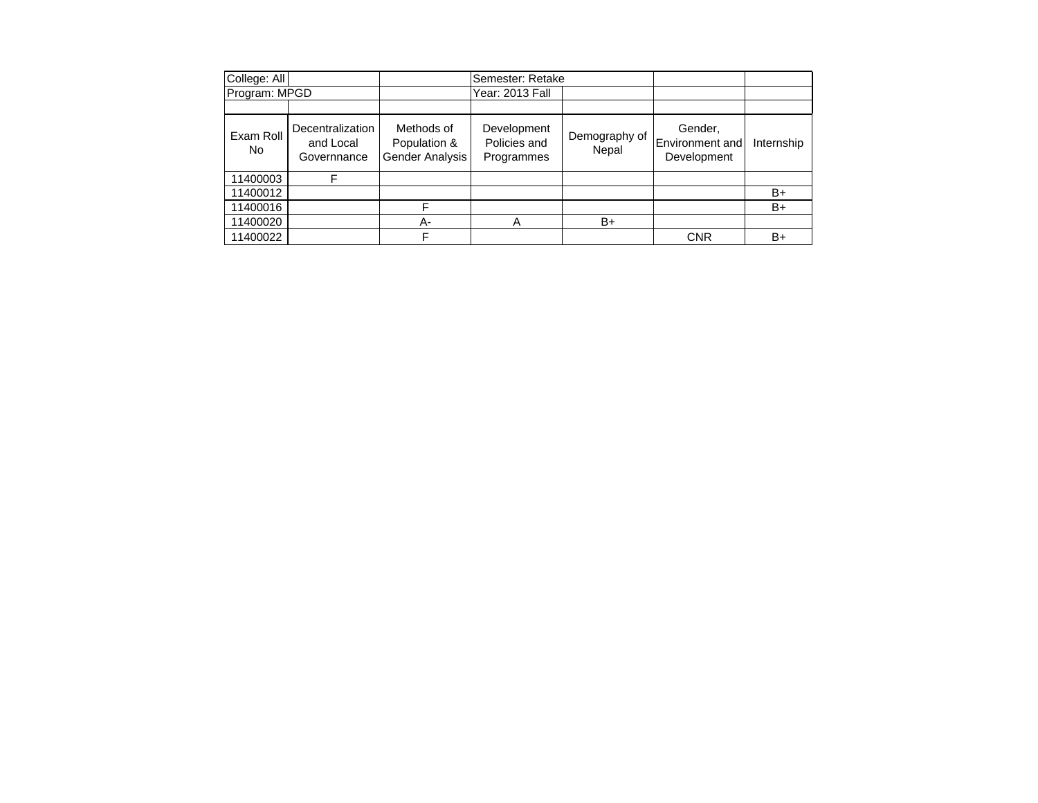| College: All | | | Semester: Retake | | | |
|---|---|---|---|---|---|---|
| Program: MPGD | | | Year: 2013 Fall | | | |
| | | | | | | |
| Exam Roll No | Decentralization and Local Governnance | Methods of Population & Gender Analysis | Development Policies and Programmes | Demography of Nepal | Gender, Environment and Development | Internship |
| 11400003 | F | | | | | |
| 11400012 | | | | | | B+ |
| 11400016 | | F | | | | B+ |
| 11400020 | | A- | A | B+ | | |
| 11400022 | | F | | | CNR | B+ |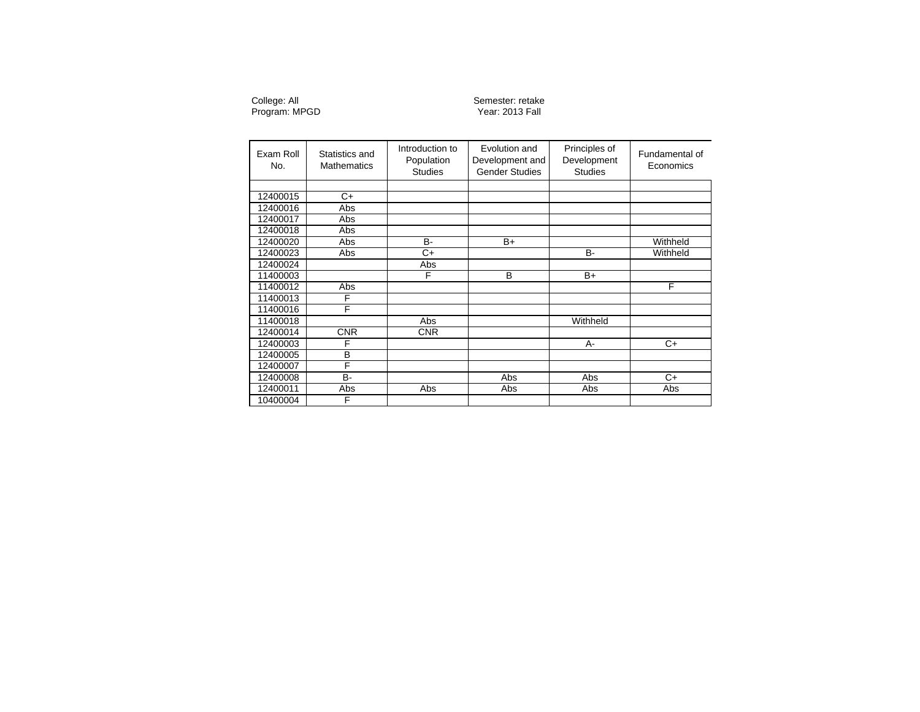College: All
Program: MPGD

Semester: retake
Year: 2013 Fall

| Exam Roll No. | Statistics and Mathematics | Introduction to Population Studies | Evolution and Development and Gender Studies | Principles of Development Studies | Fundamental of Economics |
|---|---|---|---|---|---|
| | | | | | |
| 12400015 | C+ | | | | |
| 12400016 | Abs | | | | |
| 12400017 | Abs | | | | |
| 12400018 | Abs | | | | |
| 12400020 | Abs | B- | B+ | | Withheld |
| 12400023 | Abs | C+ | | B- | Withheld |
| 12400024 | | Abs | | | |
| 11400003 | | F | B | B+ | |
| 11400012 | Abs | | | | F |
| 11400013 | F | | | | |
| 11400016 | F | | | | |
| 11400018 | | Abs | | Withheld | |
| 12400014 | CNR | CNR | | | |
| 12400003 | F | | | A- | C+ |
| 12400005 | B | | | | |
| 12400007 | F | | | | |
| 12400008 | B- | | Abs | Abs | C+ |
| 12400011 | Abs | Abs | Abs | Abs | Abs |
| 10400004 | F | | | | |